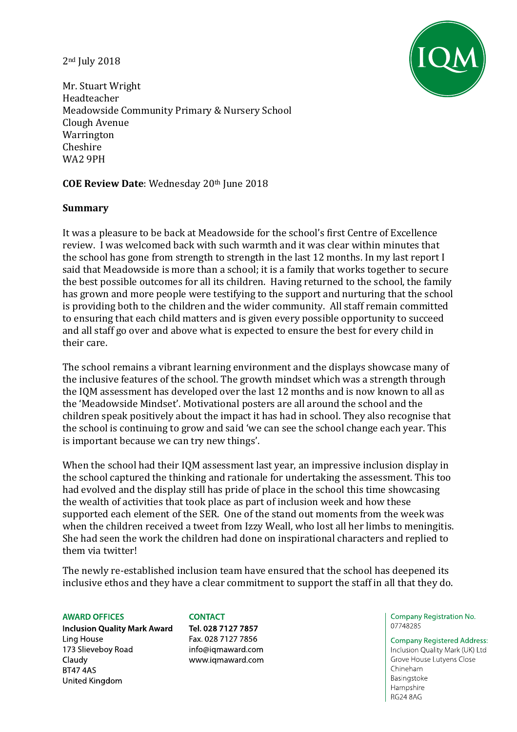2nd July 2018

Mr. Stuart Wright
Headteacher
Meadowside Community Primary & Nursery School
Clough Avenue
Warrington
Cheshire
WA2 9PH

**COE Review Date**: Wednesday 20th June 2018

**Summary**

It was a pleasure to be back at Meadowside for the school's first Centre of Excellence review. I was welcomed back with such warmth and it was clear within minutes that the school has gone from strength to strength in the last 12 months. In my last report I said that Meadowside is more than a school; it is a family that works together to secure the best possible outcomes for all its children. Having returned to the school, the family has grown and more people were testifying to the support and nurturing that the school is providing both to the children and the wider community. All staff remain committed to ensuring that each child matters and is given every possible opportunity to succeed and all staff go over and above what is expected to ensure the best for every child in their care.

The school remains a vibrant learning environment and the displays showcase many of the inclusive features of the school. The growth mindset which was a strength through the IQM assessment has developed over the last 12 months and is now known to all as the 'Meadowside Mindset'. Motivational posters are all around the school and the children speak positively about the impact it has had in school. They also recognise that the school is continuing to grow and said 'we can see the school change each year. This is important because we can try new things'.

When the school had their IQM assessment last year, an impressive inclusion display in the school captured the thinking and rationale for undertaking the assessment. This too had evolved and the display still has pride of place in the school this time showcasing the wealth of activities that took place as part of inclusion week and how these supported each element of the SER. One of the stand out moments from the week was when the children received a tweet from Izzy Weall, who lost all her limbs to meningitis. She had seen the work the children had done on inspirational characters and replied to them via twitter!

The newly re-established inclusion team have ensured that the school has deepened its inclusive ethos and they have a clear commitment to support the staff in all that they do.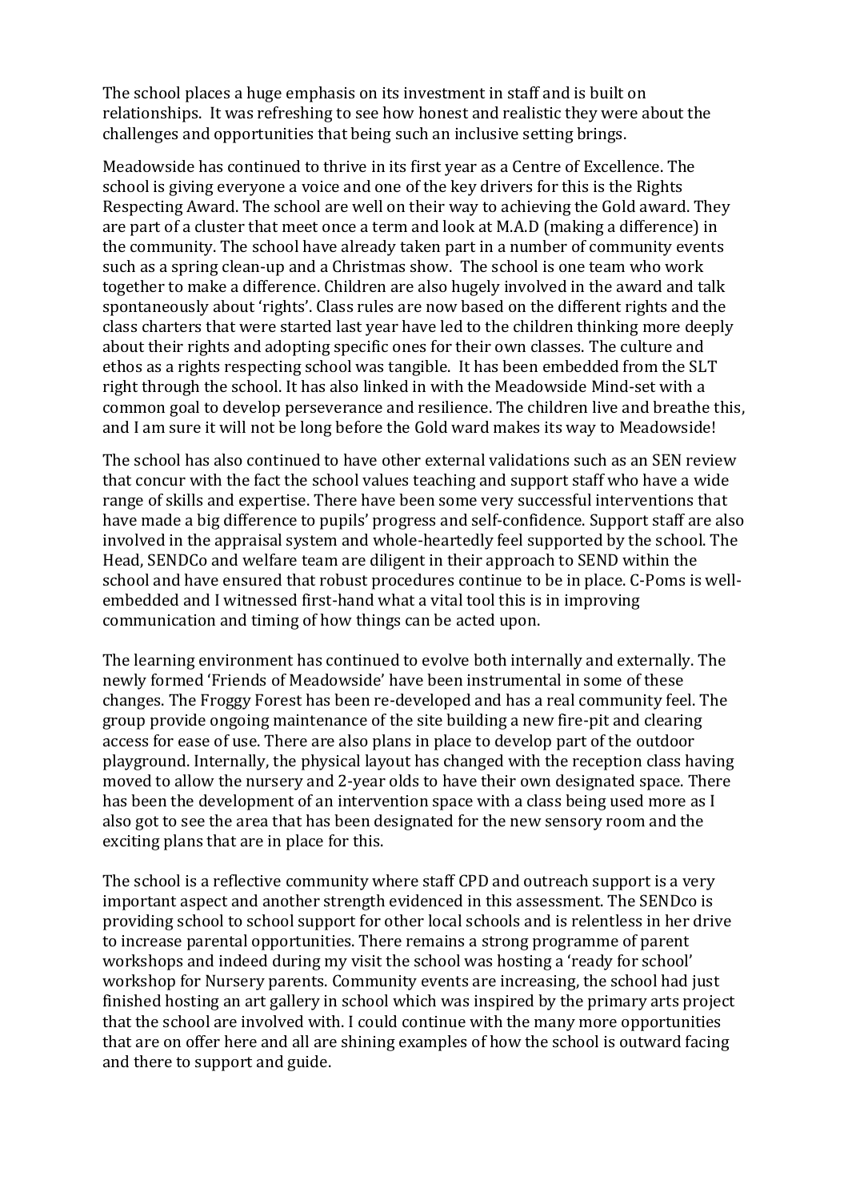The school places a huge emphasis on its investment in staff and is built on relationships. It was refreshing to see how honest and realistic they were about the challenges and opportunities that being such an inclusive setting brings.

Meadowside has continued to thrive in its first year as a Centre of Excellence. The school is giving everyone a voice and one of the key drivers for this is the Rights Respecting Award. The school are well on their way to achieving the Gold award. They are part of a cluster that meet once a term and look at M.A.D (making a difference) in the community. The school have already taken part in a number of community events such as a spring clean-up and a Christmas show. The school is one team who work together to make a difference. Children are also hugely involved in the award and talk spontaneously about 'rights'. Class rules are now based on the different rights and the class charters that were started last year have led to the children thinking more deeply about their rights and adopting specific ones for their own classes. The culture and ethos as a rights respecting school was tangible. It has been embedded from the SLT right through the school. It has also linked in with the Meadowside Mind-set with a common goal to develop perseverance and resilience. The children live and breathe this, and I am sure it will not be long before the Gold ward makes its way to Meadowside!

The school has also continued to have other external validations such as an SEN review that concur with the fact the school values teaching and support staff who have a wide range of skills and expertise. There have been some very successful interventions that have made a big difference to pupils' progress and self-confidence. Support staff are also involved in the appraisal system and whole-heartedly feel supported by the school. The Head, SENDCo and welfare team are diligent in their approach to SEND within the school and have ensured that robust procedures continue to be in place. C-Poms is well-embedded and I witnessed first-hand what a vital tool this is in improving communication and timing of how things can be acted upon.

The learning environment has continued to evolve both internally and externally. The newly formed 'Friends of Meadowside' have been instrumental in some of these changes. The Froggy Forest has been re-developed and has a real community feel. The group provide ongoing maintenance of the site building a new fire-pit and clearing access for ease of use. There are also plans in place to develop part of the outdoor playground. Internally, the physical layout has changed with the reception class having moved to allow the nursery and 2-year olds to have their own designated space. There has been the development of an intervention space with a class being used more as I also got to see the area that has been designated for the new sensory room and the exciting plans that are in place for this.

The school is a reflective community where staff CPD and outreach support is a very important aspect and another strength evidenced in this assessment. The SENDco is providing school to school support for other local schools and is relentless in her drive to increase parental opportunities. There remains a strong programme of parent workshops and indeed during my visit the school was hosting a 'ready for school' workshop for Nursery parents. Community events are increasing, the school had just finished hosting an art gallery in school which was inspired by the primary arts project that the school are involved with. I could continue with the many more opportunities that are on offer here and all are shining examples of how the school is outward facing and there to support and guide.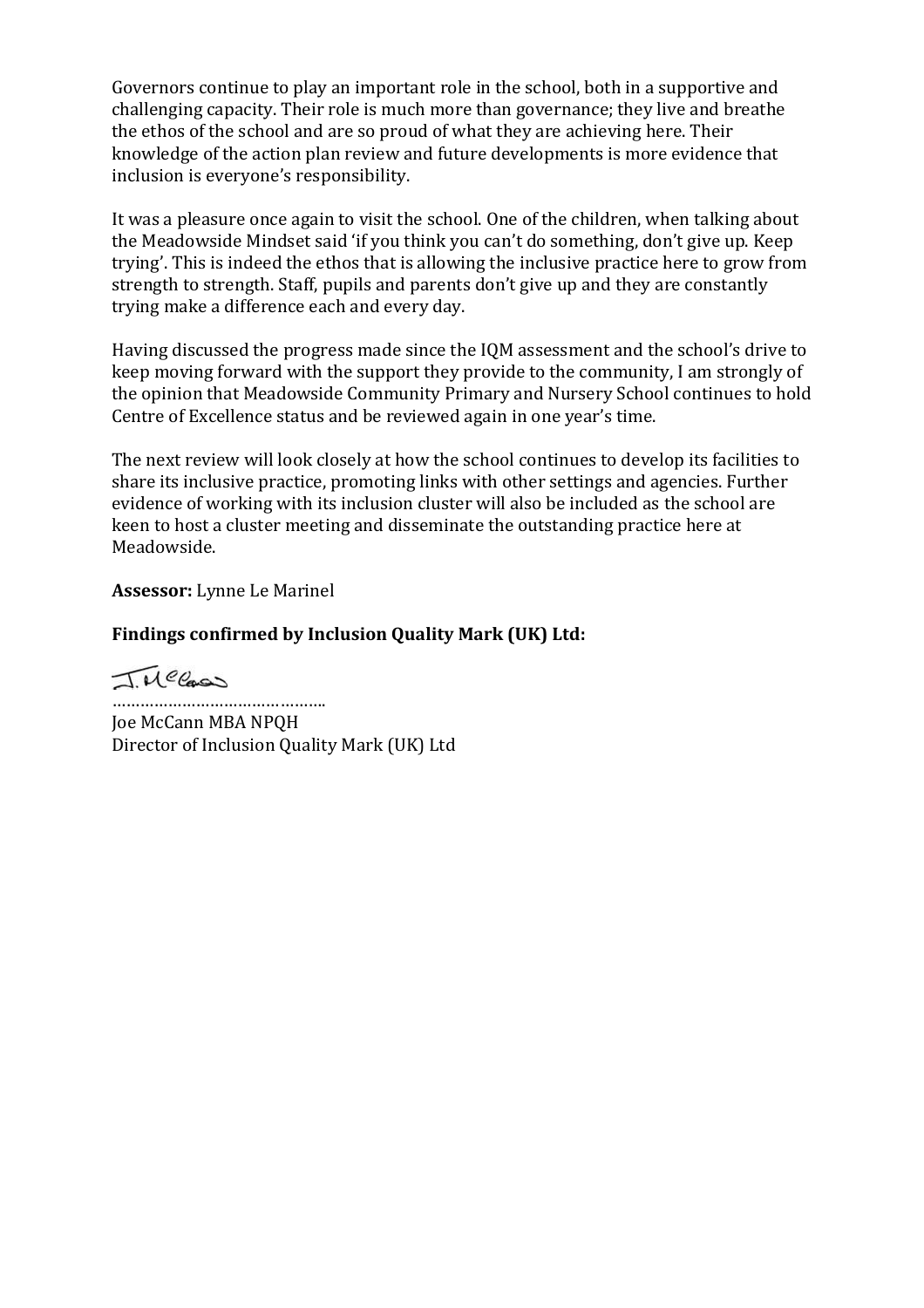Governors continue to play an important role in the school, both in a supportive and challenging capacity. Their role is much more than governance; they live and breathe the ethos of the school and are so proud of what they are achieving here. Their knowledge of the action plan review and future developments is more evidence that inclusion is everyone's responsibility.

It was a pleasure once again to visit the school. One of the children, when talking about the Meadowside Mindset said 'if you think you can't do something, don't give up. Keep trying'. This is indeed the ethos that is allowing the inclusive practice here to grow from strength to strength. Staff, pupils and parents don't give up and they are constantly trying make a difference each and every day.

Having discussed the progress made since the IQM assessment and the school's drive to keep moving forward with the support they provide to the community, I am strongly of the opinion that Meadowside Community Primary and Nursery School continues to hold Centre of Excellence status and be reviewed again in one year's time.

The next review will look closely at how the school continues to develop its facilities to share its inclusive practice, promoting links with other settings and agencies. Further evidence of working with its inclusion cluster will also be included as the school are keen to host a cluster meeting and disseminate the outstanding practice here at Meadowside.

**Assessor:** Lynne Le Marinel

**Findings confirmed by Inclusion Quality Mark (UK) Ltd:**

J. McCann

……………………………………..

Joe McCann MBA NPQH
Director of Inclusion Quality Mark (UK) Ltd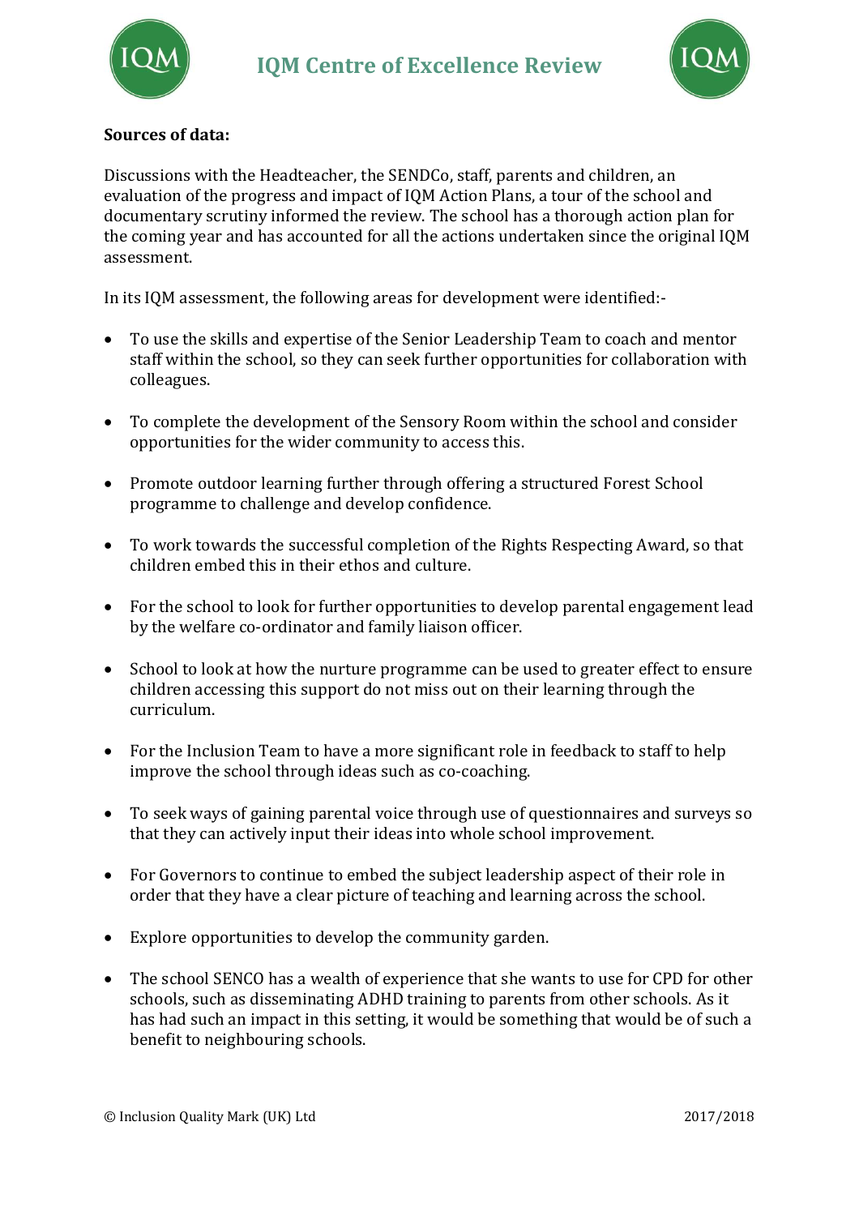**Sources of data:**

Discussions with the Headteacher, the SENDCo, staff, parents and children, an evaluation of the progress and impact of IQM Action Plans, a tour of the school and documentary scrutiny informed the review. The school has a thorough action plan for the coming year and has accounted for all the actions undertaken since the original IQM assessment.

In its IQM assessment, the following areas for development were identified:-

- To use the skills and expertise of the Senior Leadership Team to coach and mentor staff within the school, so they can seek further opportunities for collaboration with colleagues.
- To complete the development of the Sensory Room within the school and consider opportunities for the wider community to access this.
- Promote outdoor learning further through offering a structured Forest School programme to challenge and develop confidence.
- To work towards the successful completion of the Rights Respecting Award, so that children embed this in their ethos and culture.
- For the school to look for further opportunities to develop parental engagement lead by the welfare co-ordinator and family liaison officer.
- School to look at how the nurture programme can be used to greater effect to ensure children accessing this support do not miss out on their learning through the curriculum.
- For the Inclusion Team to have a more significant role in feedback to staff to help improve the school through ideas such as co-coaching.
- To seek ways of gaining parental voice through use of questionnaires and surveys so that they can actively input their ideas into whole school improvement.
- For Governors to continue to embed the subject leadership aspect of their role in order that they have a clear picture of teaching and learning across the school.
- Explore opportunities to develop the community garden.
- The school SENCO has a wealth of experience that she wants to use for CPD for other schools, such as disseminating ADHD training to parents from other schools. As it has had such an impact in this setting, it would be something that would be of such a benefit to neighbouring schools.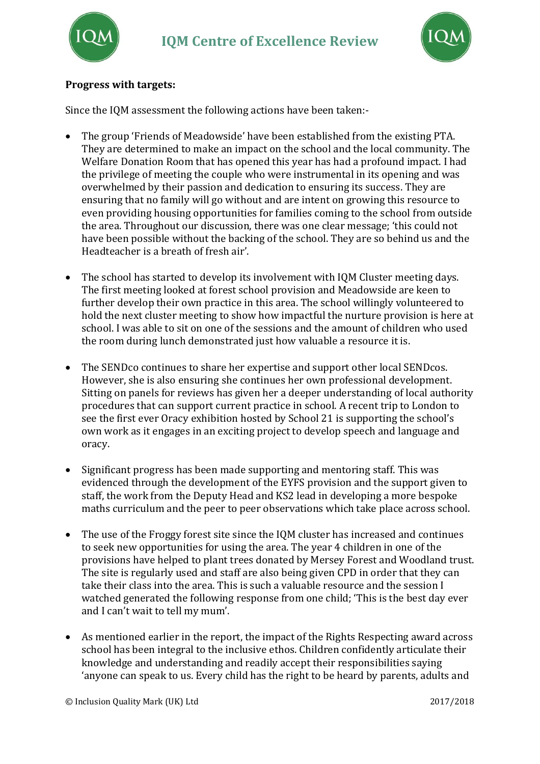**Progress with targets:**

Since the IQM assessment the following actions have been taken:-

- The group 'Friends of Meadowside' have been established from the existing PTA. They are determined to make an impact on the school and the local community. The Welfare Donation Room that has opened this year has had a profound impact. I had the privilege of meeting the couple who were instrumental in its opening and was overwhelmed by their passion and dedication to ensuring its success. They are ensuring that no family will go without and are intent on growing this resource to even providing housing opportunities for families coming to the school from outside the area. Throughout our discussion, there was one clear message; 'this could not have been possible without the backing of the school. They are so behind us and the Headteacher is a breath of fresh air'.

- The school has started to develop its involvement with IQM Cluster meeting days. The first meeting looked at forest school provision and Meadowside are keen to further develop their own practice in this area. The school willingly volunteered to hold the next cluster meeting to show how impactful the nurture provision is here at school. I was able to sit on one of the sessions and the amount of children who used the room during lunch demonstrated just how valuable a resource it is.

- The SENDco continues to share her expertise and support other local SENDcos. However, she is also ensuring she continues her own professional development. Sitting on panels for reviews has given her a deeper understanding of local authority procedures that can support current practice in school. A recent trip to London to see the first ever Oracy exhibition hosted by School 21 is supporting the school's own work as it engages in an exciting project to develop speech and language and oracy.

- Significant progress has been made supporting and mentoring staff. This was evidenced through the development of the EYFS provision and the support given to staff, the work from the Deputy Head and KS2 lead in developing a more bespoke maths curriculum and the peer to peer observations which take place across school.

- The use of the Froggy forest site since the IQM cluster has increased and continues to seek new opportunities for using the area. The year 4 children in one of the provisions have helped to plant trees donated by Mersey Forest and Woodland trust. The site is regularly used and staff are also being given CPD in order that they can take their class into the area. This is such a valuable resource and the session I watched generated the following response from one child; 'This is the best day ever and I can't wait to tell my mum'.

- As mentioned earlier in the report, the impact of the Rights Respecting award across school has been integral to the inclusive ethos. Children confidently articulate their knowledge and understanding and readily accept their responsibilities saying 'anyone can speak to us. Every child has the right to be heard by parents, adults and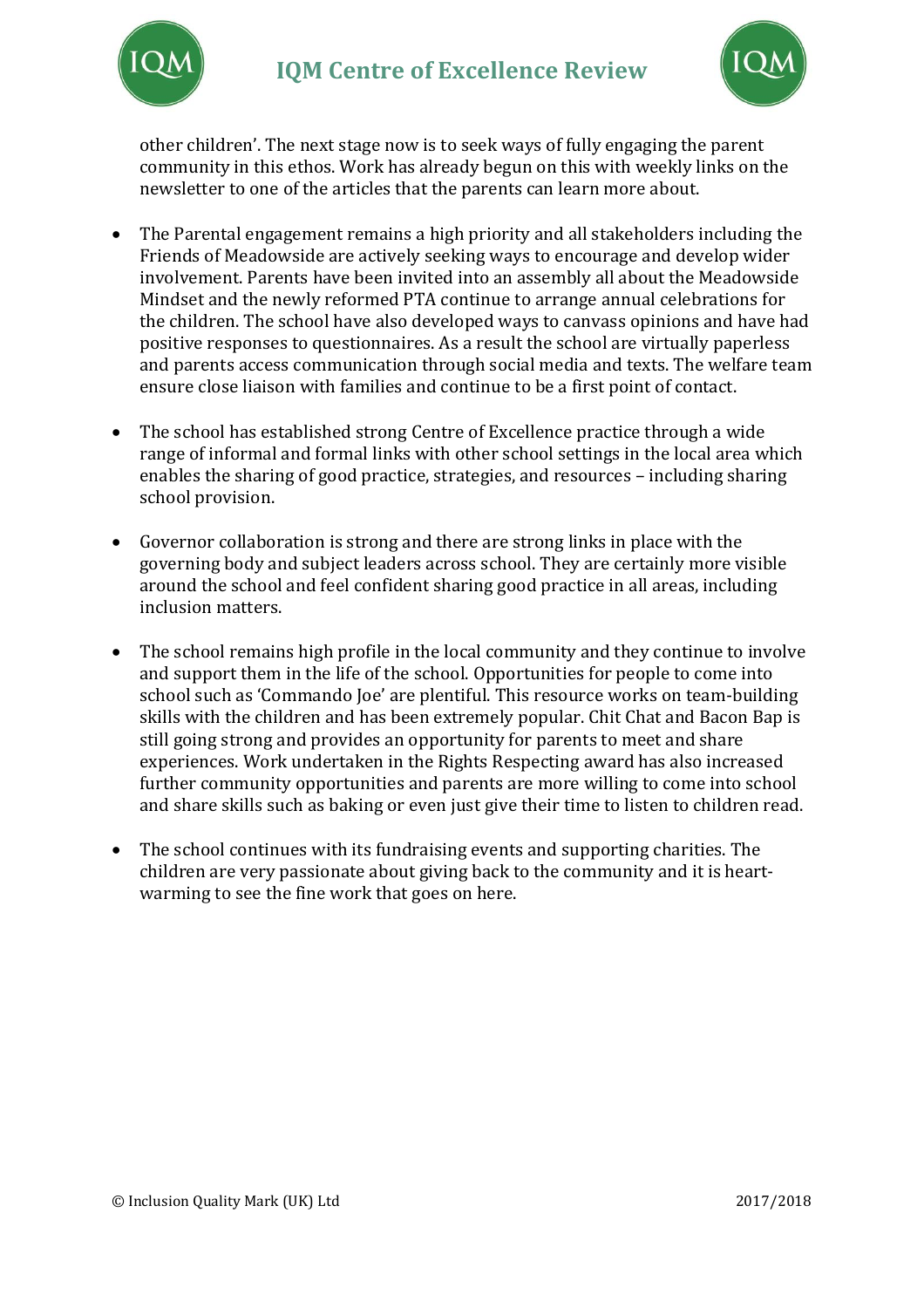other children'. The next stage now is to seek ways of fully engaging the parent community in this ethos. Work has already begun on this with weekly links on the newsletter to one of the articles that the parents can learn more about.

- The Parental engagement remains a high priority and all stakeholders including the Friends of Meadowside are actively seeking ways to encourage and develop wider involvement. Parents have been invited into an assembly all about the Meadowside Mindset and the newly reformed PTA continue to arrange annual celebrations for the children. The school have also developed ways to canvass opinions and have had positive responses to questionnaires. As a result the school are virtually paperless and parents access communication through social media and texts. The welfare team ensure close liaison with families and continue to be a first point of contact.

- The school has established strong Centre of Excellence practice through a wide range of informal and formal links with other school settings in the local area which enables the sharing of good practice, strategies, and resources – including sharing school provision.

- Governor collaboration is strong and there are strong links in place with the governing body and subject leaders across school. They are certainly more visible around the school and feel confident sharing good practice in all areas, including inclusion matters.

- The school remains high profile in the local community and they continue to involve and support them in the life of the school. Opportunities for people to come into school such as 'Commando Joe' are plentiful. This resource works on team-building skills with the children and has been extremely popular. Chit Chat and Bacon Bap is still going strong and provides an opportunity for parents to meet and share experiences. Work undertaken in the Rights Respecting award has also increased further community opportunities and parents are more willing to come into school and share skills such as baking or even just give their time to listen to children read.

- The school continues with its fundraising events and supporting charities. The children are very passionate about giving back to the community and it is heart-warming to see the fine work that goes on here.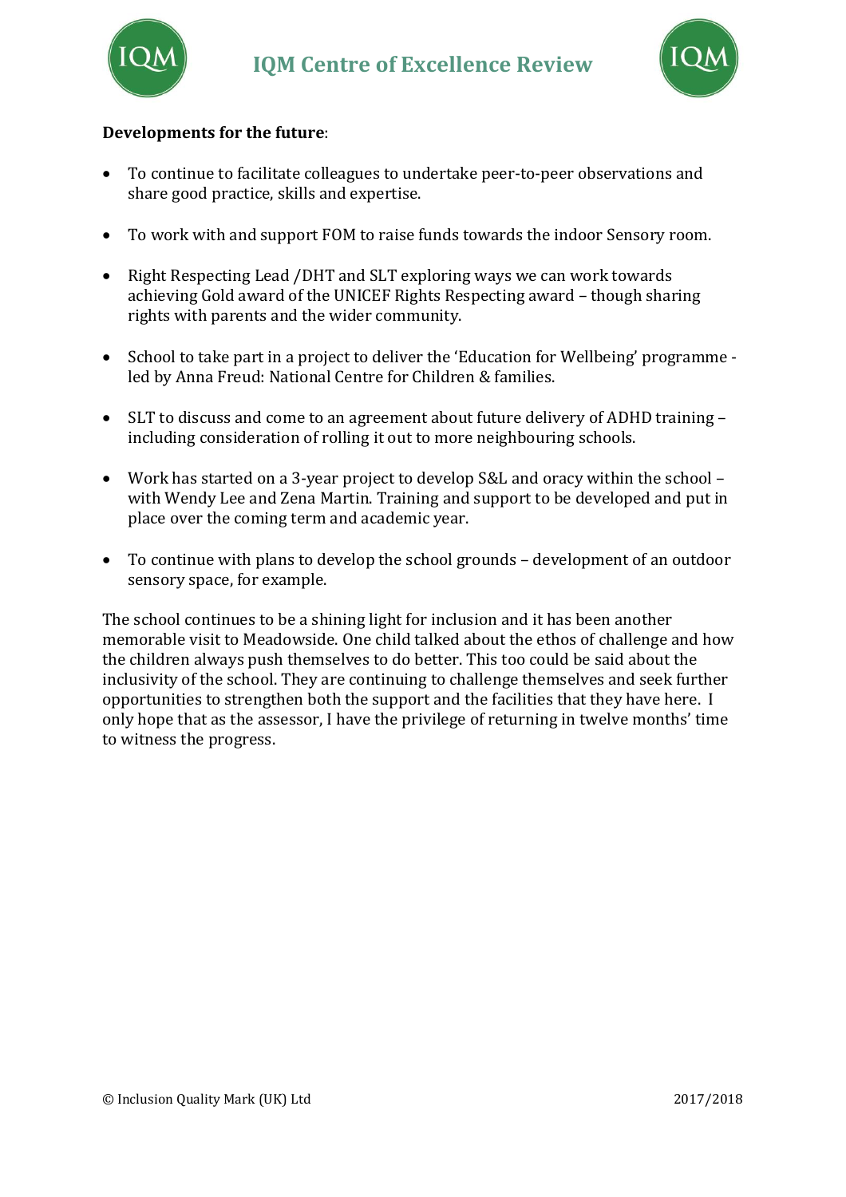**Developments for the future**:

- To continue to facilitate colleagues to undertake peer-to-peer observations and share good practice, skills and expertise.
- To work with and support FOM to raise funds towards the indoor Sensory room.
- Right Respecting Lead /DHT and SLT exploring ways we can work towards achieving Gold award of the UNICEF Rights Respecting award – though sharing rights with parents and the wider community.
- School to take part in a project to deliver the 'Education for Wellbeing' programme - led by Anna Freud: National Centre for Children & families.
- SLT to discuss and come to an agreement about future delivery of ADHD training – including consideration of rolling it out to more neighbouring schools.
- Work has started on a 3-year project to develop S&L and oracy within the school – with Wendy Lee and Zena Martin. Training and support to be developed and put in place over the coming term and academic year.
- To continue with plans to develop the school grounds – development of an outdoor sensory space, for example.

The school continues to be a shining light for inclusion and it has been another memorable visit to Meadowside. One child talked about the ethos of challenge and how the children always push themselves to do better. This too could be said about the inclusivity of the school. They are continuing to challenge themselves and seek further opportunities to strengthen both the support and the facilities that they have here. I only hope that as the assessor, I have the privilege of returning in twelve months' time to witness the progress.